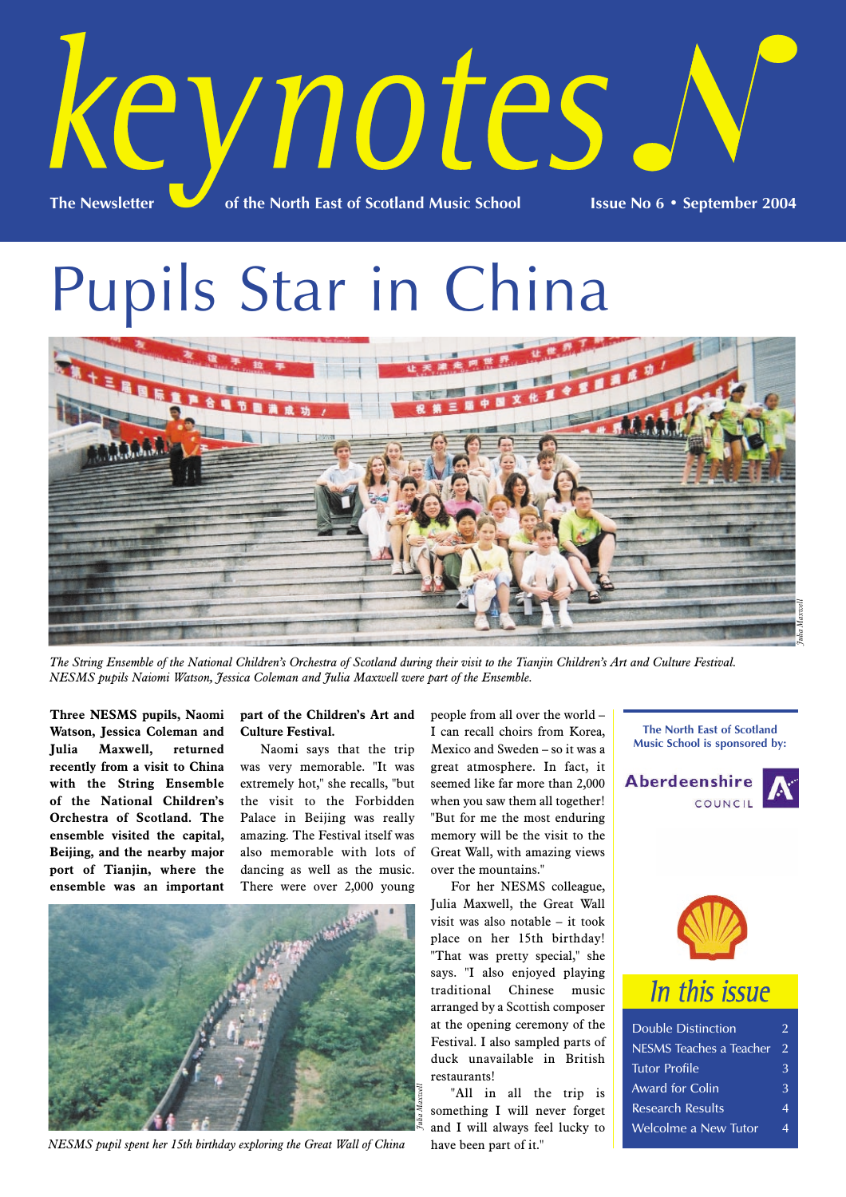# keynotes

The Newsletter of the North East of Scotland Music School

Issue No 6 • September 2004

# Pupils Star in China

*The String Ensemble of the National Children's Orchestra of Scotland during their visit to the Tianjin Children's Art and Culture Festival. NESMS pupils Naiomi Watson, Jessica Coleman and Julia Maxwell were part of the Ensemble.*

**Three NESMS pupils, Naomi Watson, Jessica Coleman and Julia Maxwell, returned recently from a visit to China with the String Ensemble of the National Children's Orchestra of Scotland. The ensemble visited the capital, Beijing, and the nearby major port of Tianjin, where the ensemble was an important part of the Children's Art and Culture Festival.**

Naomi says that the trip was very memorable. "It was extremely hot," she recalls, "but the visit to the Forbidden Palace in Beijing was really amazing. The Festival itself was also memorable with lots of dancing as well as the music. There were over 2,000 young people from all over the world – I can recall choirs from Korea, Mexico and Sweden – so it was a great atmosphere. In fact, it seemed like far more than 2,000 when you saw them all together! "But for me the most enduring memory will be the visit to the Great Wall, with amazing views over the mountains."

For her NESMS colleague, Julia Maxwell, the Great Wall visit was also notable – it took place on her 15th birthday! "That was pretty special," she says. "I also enjoyed playing traditional Chinese music arranged by a Scottish composer at the opening ceremony of the Festival. I also sampled parts of duck unavailable in British restaurants!

"All in all the trip is something I will never forget and I will always feel lucky to have been part of it."

*NESMS pupil spent her 15th birthday exploring the Great Wall of China*

The North East of Scotland Music School is sponsored by:

Aberdeenshire COUNCIL

## In this issue

- Double Distinction 2
- NESMS Teaches a Teacher 2
- Tutor Profile 3
- Award for Colin 3
- Research Results 4
- Welcolme a New Tutor 4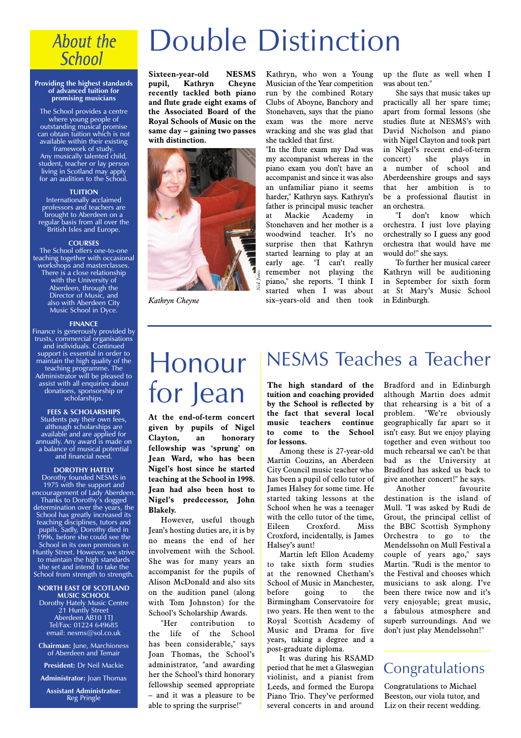## About the School

**Providing the highest standards of advanced tuition for promising musicians**

The School provides a centre where young people of outstanding musical promise can obtain tuition which is not available within their existing framework of study. Any musically talented child, student, teacher or lay person living in Scotland may apply for an audition to the School.

**TUITION**

Internationally acclaimed professors and teachers are brought to Aberdeen on a regular basis from all over the British Isles and Europe.

**COURSES**

The School offers one-to-one teaching together with occasional workshops and masterclasses. There is a close relationship with the University of Aberdeen, through the Director of Music, and also with Aberdeen City Music School in Dyce.

**FINANCE**

Finance is generously provided by trusts, commercial organisations and individuals. Continued support is essential in order to maintain the high quality of the teaching programme. The Administrator will be pleased to assist with all enquiries about donations, sponsorship or scholarships.

**FEES & SCHOLARSHIPS**

Students pay their own fees, although scholarships are available and are applied for annually. Any award is made on a balance of musical potential and financial need.

**DOROTHY HATELY**

Dorothy founded NESMS in 1975 with the support and encouragement of Lady Aberdeen. Thanks to Dorothy's dogged determination over the years, the School has greatly increased its teaching disciplines, tutors and pupils. Sadly, Dorothy died in 1996, before she could see the School in its own premises in Huntly Street. However, we strive to maintain the high standards she set and intend to take the School from strength to strength.

**NORTH EAST OF SCOTLAND MUSIC SCHOOL**
Dorothy Hately Music Centre
21 Huntly Street
Aberdeen AB10 1TJ
Tel/Fax: 01224 649685
email: nesms@sol.co.uk

**Chairman:** June, Marchioness of Aberdeen and Temair

**President:** Dr Neil Mackie

**Administrator:** Joan Thomas

**Assistant Administrator:** Reg Pringle

# Double Distinction

**Sixteen-year-old NESMS pupil, Kathryn Cheyne recently tackled both piano and flute grade eight exams of the Associated Board of the Royal Schools of Music on the same day – gaining two passes with distinction.**

*Kathryn Cheyne*

Kathryn, who won a Young Musician of the Year competition run by the combined Rotary Clubs of Aboyne, Banchory and Stonehaven, says that the piano exam was the more nerve wracking and she was glad that she tackled that first.

"In the flute exam my Dad was my accompanist whereas in the piano exam you don't have an accompanist and since it was also an unfamiliar piano it seems harder," Kathryn says. Kathryn's father is principal music teacher at Mackie Academy in Stonehaven and her mother is a woodwind teacher. It's no surprise then that Kathryn started learning to play at an early age. "I can't really remember not playing the piano," she reports. "I think I started when I was about six–years-old and then took up the flute as well when I was about ten."

She says that music takes up practically all her spare time; apart from formal lessons (she studies flute at NESMS's with David Nicholson and piano with Nigel Clayton and took part in Nigel's recent end-of-term concert) she plays in a number of school and Aberdeenshire groups and says that her ambition is to be a professional flautist in an orchestra.

"I don't know which orchestra. I just love playing orchestrally so I guess any good orchestra that would have me would do!" she says.

To further her musical career Kathryn will be auditioning in September for sixth form at St Mary's Music School in Edinburgh.

# Honour for Jean

**At the end-of-term concert given by pupils of Nigel Clayton, an honorary fellowship was 'sprung' on Jean Ward, who has been Nigel's host since he started teaching at the School in 1998. Jean had also been host to Nigel's predecessor, John Blakely.**

However, useful though Jean's hosting duties are, it is by no means the end of her involvement with the School. She was for many years an accompanist for the pupils of Alison McDonald and also sits on the audition panel (along with Tom Johnston) for the School's Scholarship Awards.

"Her contribution to the life of the School has been considerable," says Joan Thomas, the School's administrator, "and awarding her the School's third honorary fellowship seemed appropriate – and it was a pleasure to be able to spring the surprise!"

# NESMS Teaches a Teacher

**The high standard of the tuition and coaching provided by the School is reflected by the fact that several local music teachers continue to come to the School for lessons.**

Among these is 27-year-old Martin Couzins, an Aberdeen City Council music teacher who has been a pupil of cello tutor of James Halsey for some time. He started taking lessons at the School when he was a teenager with the cello tutor of the time, Eileen Croxford. Miss Croxford, incidentally, is James Halsey's aunt!

Martin left Ellon Academy to take sixth form studies at the renowned Chetham's School of Music in Manchester, before going to the Birmingham Conservatoire for two years. He then went to the Royal Scottish Academy of Music and Drama for five years, taking a degree and a post-graduate diploma.

It was during his RSAMD period that he met a Glaswegian violinist, and a pianist from Leeds, and formed the Europa Piano Trio. They've performed several concerts in and around Bradford and in Edinburgh although Martin does admit that rehearsing is a bit of a problem. "We're obviously geographically far apart so it isn't easy. But we enjoy playing together and even without too much rehearsal we can't be that bad as the University at Bradford has asked us back to give another concert!" he says.

Another favourite destination is the island of Mull. "I was asked by Rudi de Grout, the principal cellist of the BBC Scottish Symphony Orchestra to go to the Mendelssohn on Mull Festival a couple of years ago," says Martin. "Rudi is the mentor to the Festival and chooses which musicians to ask along. I've been there twice now and it's very enjoyable; great music, a fabulous atmosphere and superb surroundings. And we don't just play Mendelssohn!"

## Congratulations

Congratulations to Michael Beeston, our viola tutor, and Liz on their recent wedding.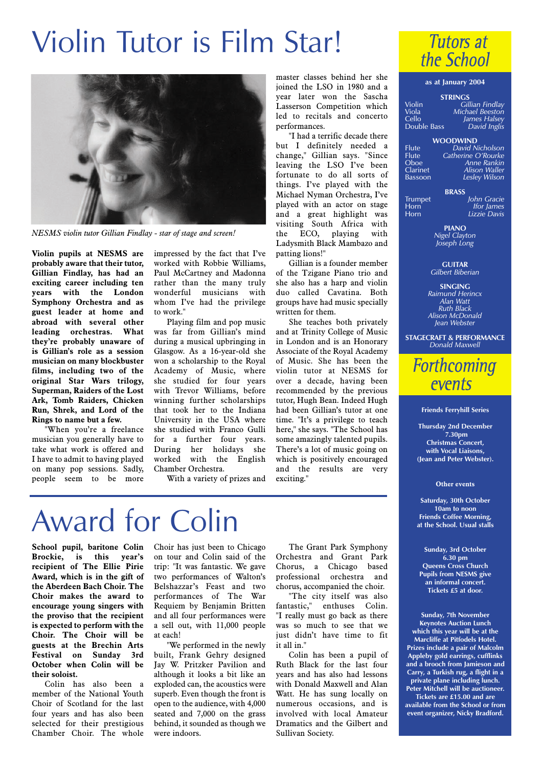# Violin Tutor is Film Star!

*NESMS violin tutor Gillian Findlay - star of stage and screen!*

**Violin pupils at NESMS are probably aware that their tutor, Gillian Findlay, has had an exciting career including ten years with the London Symphony Orchestra and as guest leader at home and abroad with several other leading orchestras. What they're probably unaware of is Gillian's role as a session musician on many blockbuster films, including two of the original Star Wars trilogy, Superman, Raiders of the Lost Ark, Tomb Raiders, Chicken Run, Shrek, and Lord of the Rings to name but a few.**

"When you're a freelance musician you generally have to take what work is offered and I have to admit to having played on many pop sessions. Sadly, people seem to be more impressed by the fact that I've worked with Robbie Williams, Paul McCartney and Madonna rather than the many truly wonderful musicians with whom I've had the privilege to work."

Playing film and pop music was far from Gillian's mind during a musical upbringing in Glasgow. As a 16-year-old she won a scholarship to the Royal Academy of Music, where she studied for four years with Trevor Williams, before winning further scholarships that took her to the Indiana University in the USA where she studied with Franco Gulli for a further four years. During her holidays she worked with the English Chamber Orchestra.

With a variety of prizes and master classes behind her she joined the LSO in 1980 and a year later won the Sascha Lasserson Competition which led to recitals and concerto performances.

"I had a terrific decade there but I definitely needed a change," Gillian says. "Since leaving the LSO I've been fortunate to do all sorts of things. I've played with the Michael Nyman Orchestra, I've played with an actor on stage and a great highlight was visiting South Africa with the ECO, playing with Ladysmith Black Mambazo and patting lions!"

Gillian is a founder member of the Tzigane Piano trio and she also has a harp and violin duo called Cavatina. Both groups have had music specially written for them.

She teaches both privately and at Trinity College of Music in London and is an Honorary Associate of the Royal Academy of Music. She has been the violin tutor at NESMS for over a decade, having been recommended by the previous tutor, Hugh Bean. Indeed Hugh had been Gillian's tutor at one time. "It's a privilege to teach here," she says. "The School has some amazingly talented pupils. There's a lot of music going on which is positively encouraged and the results are very exciting."

# Award for Colin

**School pupil, baritone Colin Brockie, is this year's recipient of The Ellie Pirie Award, which is in the gift of the Aberdeen Bach Choir. The Choir makes the award to encourage young singers with the proviso that the recipient is expected to perform with the Choir. The Choir will be guests at the Brechin Arts Festival on Sunday 3rd October when Colin will be their soloist.**

Colin has also been a member of the National Youth Choir of Scotland for the last four years and has also been selected for their prestigious Chamber Choir. The whole Choir has just been to Chicago on tour and Colin said of the trip: "It was fantastic. We gave two performances of Walton's Belshazzar's Feast and two performances of The War Requiem by Benjamin Britten and all four performances were a sell out, with 11,000 people at each!

"We performed in the newly built, Frank Gehry designed Jay W. Pritzker Pavilion and although it looks a bit like an exploded can, the acoustics were superb. Even though the front is open to the audience, with 4,000 seated and 7,000 on the grass behind, it sounded as though we were indoors.

The Grant Park Symphony Orchestra and Grant Park Chorus, a Chicago based professional orchestra and chorus, accompanied the choir.

"The city itself was also fantastic," enthuses Colin. "I really must go back as there was so much to see that we just didn't have time to fit it all in."

Colin has been a pupil of Ruth Black for the last four years and has also had lessons with Donald Maxwell and Alan Watt. He has sung locally on numerous occasions, and is involved with local Amateur Dramatics and the Gilbert and Sullivan Society.

## Tutors at the School

**as at January 2004**

**STRINGS**

| | |
|---|---|
| Violin | *Gillian Findlay* |
| Viola | *Michael Beeston* |
| Cello | *James Halsey* |
| Double Bass | *David Inglis* |

**WOODWIND**

| | |
|---|---|
| Flute | *David Nicholson* |
| Flute | *Catherine O'Rourke* |
| Oboe | *Anne Rankin* |
| Clarinet | *Alison Waller* |
| Bassoon | *Lesley Wilson* |

**BRASS**

| | |
|---|---|
| Trumpet | *John Gracie* |
| Horn | *Ifor James* |
| Horn | *Lizzie Davis* |

**PIANO**
*Nigel Clayton*
*Joseph Long*

**GUITAR**
*Gilbert Biberian*

**SINGING**
*Raimund Herincx*
*Alan Watt*
*Ruth Black*
*Alison McDonald*
*Jean Webster*

**STAGECRAFT & PERFORMANCE**
*Donald Maxwell*

## Forthcoming events

**Friends Ferryhill Series**

**Thursday 2nd December 7.30pm Christmas Concert, with Vocal Liaisons, (Jean and Peter Webster).**

**Other events**

**Saturday, 30th October 10am to noon Friends Coffee Morning, at the School. Usual stalls**

**Sunday, 3rd October 6.30 pm Queens Cross Church Pupils from NESMS give an informal concert. Tickets £5 at door.**

**Sunday, 7th November Keynotes Auction Lunch which this year will be at the Marcliffe at Pitfodels Hotel. Prizes include a pair of Malcolm Appleby gold earrings, cufflinks and a brooch from Jamieson and Carry, a Turkish rug, a flight in a private plane including lunch. Peter Mitchell will be auctioneer. Tickets are £15.00 and are available from the School or from event organizer, Nicky Bradford.**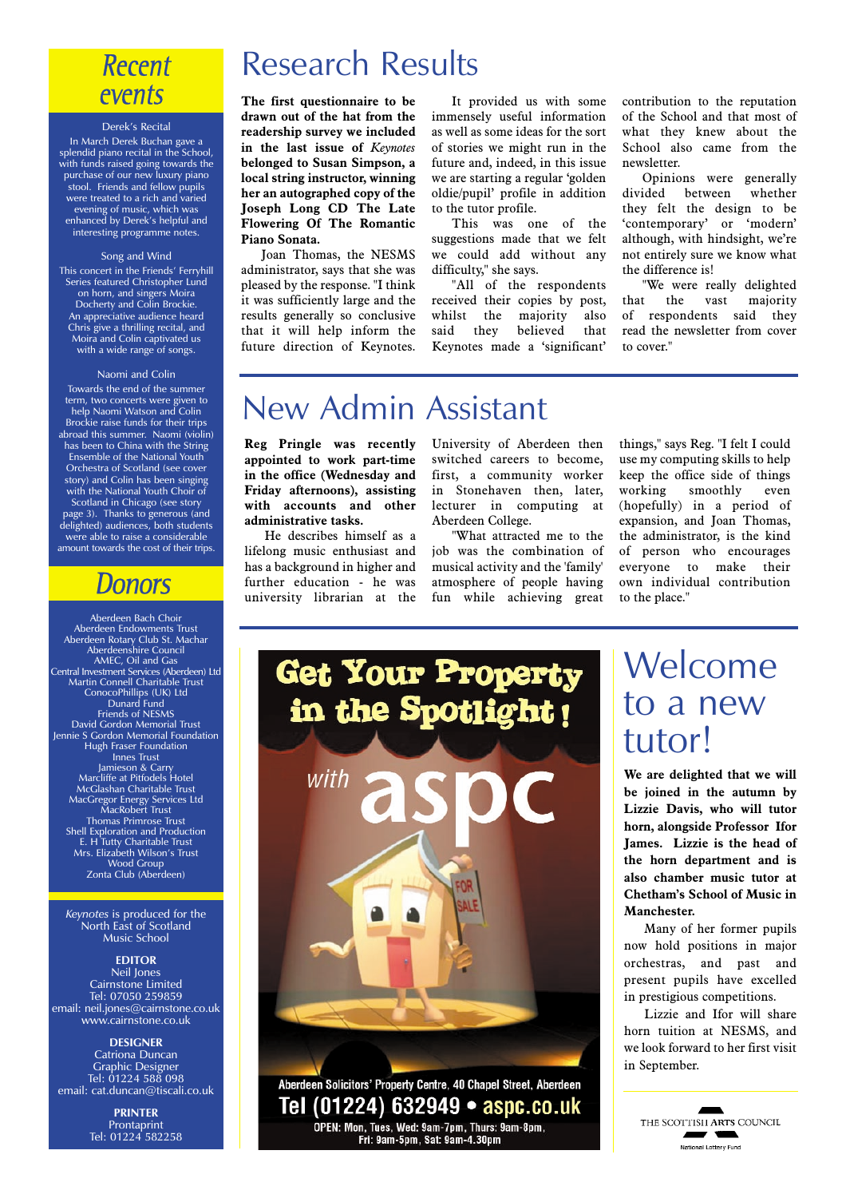# Recent events

### Derek's Recital

In March Derek Buchan gave a splendid piano recital in the School, with funds raised going towards the purchase of our new luxury piano stool. Friends and fellow pupils were treated to a rich and varied evening of music, which was enhanced by Derek's helpful and interesting programme notes.

### Song and Wind

This concert in the Friends' Ferryhill Series featured Christopher Lund on horn, and singers Moira Docherty and Colin Brockie. An appreciative audience heard Chris give a thrilling recital, and Moira and Colin captivated us with a wide range of songs.

### Naomi and Colin

Towards the end of the summer term, two concerts were given to help Naomi Watson and Colin Brockie raise funds for their trips abroad this summer. Naomi (violin) has been to China with the String Ensemble of the National Youth Orchestra of Scotland (see cover story) and Colin has been singing with the National Youth Choir of Scotland in Chicago (see story page 3). Thanks to generous (and delighted) audiences, both students were able to raise a considerable amount towards the cost of their trips.

# Donors

Aberdeen Bach Choir
Aberdeen Endowments Trust
Aberdeen Rotary Club St. Machar
Aberdeenshire Council
AMEC, Oil and Gas
Central Investment Services (Aberdeen) Ltd
Martin Connell Charitable Trust
ConocoPhillips (UK) Ltd
Dunard Fund
Friends of NESMS
David Gordon Memorial Trust
Jennie S Gordon Memorial Foundation
Hugh Fraser Foundation
Innes Trust
Jamieson & Carry
Marcliffe at Pitfodels Hotel
McGlashan Charitable Trust
MacGregor Energy Services Ltd
MacRobert Trust
Thomas Primrose Trust
Shell Exploration and Production
E. H Tutty Charitable Trust
Mrs. Elizabeth Wilson's Trust
Wood Group
Zonta Club (Aberdeen)

*Keynotes* is produced for the North East of Scotland Music School

**EDITOR**
Neil Jones
Cairnstone Limited
Tel: 07050 259859
email: neil.jones@cairnstone.co.uk
www.cairnstone.co.uk

**DESIGNER**
Catriona Duncan
Graphic Designer
Tel: 01224 588 098
email: cat.duncan@tiscali.co.uk

**PRINTER**
Prontaprint
Tel: 01224 582258

# Research Results

**The first questionnaire to be drawn out of the hat from the readership survey we included in the last issue of *Keynotes* belonged to Susan Simpson, a local string instructor, winning her an autographed copy of the Joseph Long CD The Late Flowering Of The Romantic Piano Sonata.**

Joan Thomas, the NESMS administrator, says that she was pleased by the response. "I think it was sufficiently large and the results generally so conclusive that it will help inform the future direction of Keynotes.

It provided us with some immensely useful information as well as some ideas for the sort of stories we might run in the future and, indeed, in this issue we are starting a regular 'golden oldie/pupil' profile in addition to the tutor profile.

This was one of the suggestions made that we felt we could add without any difficulty," she says.

"All of the respondents received their copies by post, whilst the majority also said they believed that Keynotes made a 'significant' contribution to the reputation of the School and that most of what they knew about the School also came from the newsletter.

Opinions were generally divided between whether they felt the design to be 'contemporary' or 'modern' although, with hindsight, we're not entirely sure we know what the difference is!

"We were really delighted that the vast majority of respondents said they read the newsletter from cover to cover."

# New Admin Assistant

**Reg Pringle was recently appointed to work part-time in the office (Wednesday and Friday afternoons), assisting with accounts and other administrative tasks.**

He describes himself as a lifelong music enthusiast and has a background in higher and further education - he was university librarian at the University of Aberdeen then switched careers to become, first, a community worker in Stonehaven then, later, lecturer in computing at Aberdeen College.

"What attracted me to the job was the combination of musical activity and the 'family' atmosphere of people having fun while achieving great things," says Reg. "I felt I could use my computing skills to help keep the office side of things working smoothly even (hopefully) in a period of expansion, and Joan Thomas, the administrator, is the kind of person who encourages everyone to make their own individual contribution to the place."

Get Your Property in the Spotlight! with aspc

Aberdeen Solicitors' Property Centre, 40 Chapel Street, Aberdeen
Tel (01224) 632949 • aspc.co.uk
OPEN: Mon, Tues, Wed: 9am-7pm, Thurs: 9am-8pm, Fri: 9am-5pm, Sat: 9am-4.30pm

# Welcome to a new tutor!

**We are delighted that we will be joined in the autumn by Lizzie Davis, who will tutor horn, alongside Professor Ifor James. Lizzie is the head of the horn department and is also chamber music tutor at Chetham's School of Music in Manchester.**

Many of her former pupils now hold positions in major orchestras, and past and present pupils have excelled in prestigious competitions.

Lizzie and Ifor will share horn tuition at NESMS, and we look forward to her first visit in September.

THE SCOTTISH ARTS COUNCIL
National Lottery Fund